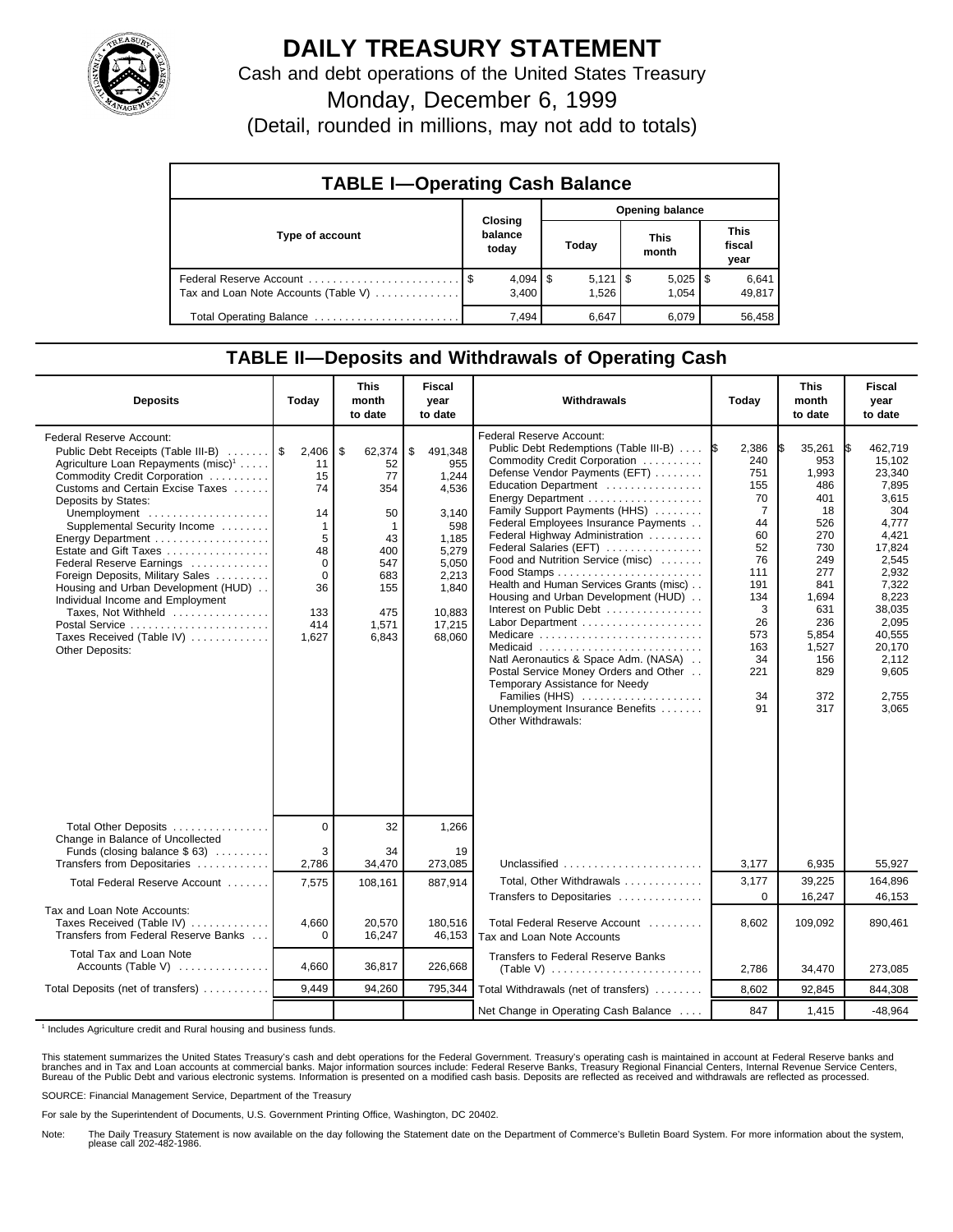# DAILY TREASURY STATEMENT

Cash and debt operations of the United States Treasury

Monday, December 6, 1999

(Detail, rounded in millions, may not add to totals)

## TABLE I—Operating Cash Balance

| Type of account | Closing balance today | Opening balance Today | Opening balance This month | Opening balance This fiscal year |
|---|---|---|---|---|
| Federal Reserve Account | $ 4,094 | $ 5,121 | $ 5,025 | $ 6,641 |
| Tax and Loan Note Accounts (Table V) | 3,400 | 1,526 | 1,054 | 49,817 |
| Total Operating Balance | 7,494 | 6,647 | 6,079 | 56,458 |

## TABLE II—Deposits and Withdrawals of Operating Cash

| Deposits | Today | This month to date | Fiscal year to date |
|---|---|---|---|
| Federal Reserve Account: | | | |
| Public Debt Receipts (Table III-B) | $ 2,406 | $ 62,374 | $ 491,348 |
| Agriculture Loan Repayments (misc)[1] | 11 | 52 | 955 |
| Commodity Credit Corporation | 15 | 77 | 1,244 |
| Customs and Certain Excise Taxes | 74 | 354 | 4,536 |
| Deposits by States: | | | |
| Unemployment | 14 | 50 | 3,140 |
| Supplemental Security Income | 1 | 1 | 598 |
| Energy Department | 5 | 43 | 1,185 |
| Estate and Gift Taxes | 48 | 400 | 5,279 |
| Federal Reserve Earnings | 0 | 547 | 5,050 |
| Foreign Deposits, Military Sales | 0 | 683 | 2,213 |
| Housing and Urban Development (HUD) | 36 | 155 | 1,840 |
| Individual Income and Employment Taxes, Not Withheld | 133 | 475 | 10,883 |
| Postal Service | 414 | 1,571 | 17,215 |
| Taxes Received (Table IV) | 1,627 | 6,843 | 68,060 |
| Other Deposits: | | | |
| Total Other Deposits | 0 | 32 | 1,266 |
| Change in Balance of Uncollected Funds (closing balance $ 63) | 3 | 34 | 19 |
| Transfers from Depositaries | 2,786 | 34,470 | 273,085 |
| Total Federal Reserve Account | 7,575 | 108,161 | 887,914 |
| Tax and Loan Note Accounts: | | | |
| Taxes Received (Table IV) | 4,660 | 20,570 | 180,516 |
| Transfers from Federal Reserve Banks | 0 | 16,247 | 46,153 |
| Total Tax and Loan Note Accounts (Table V) | 4,660 | 36,817 | 226,668 |
| Total Deposits (net of transfers) | 9,449 | 94,260 | 795,344 |

| Withdrawals | Today | This month to date | Fiscal year to date |
|---|---|---|---|
| Federal Reserve Account: | | | |
| Public Debt Redemptions (Table III-B) | $ 2,386 | $ 35,261 | $ 462,719 |
| Commodity Credit Corporation | 240 | 953 | 15,102 |
| Defense Vendor Payments (EFT) | 751 | 1,993 | 23,340 |
| Education Department | 155 | 486 | 7,895 |
| Energy Department | 70 | 401 | 3,615 |
| Family Support Payments (HHS) | 7 | 18 | 304 |
| Federal Employees Insurance Payments | 44 | 526 | 4,777 |
| Federal Highway Administration | 60 | 270 | 4,421 |
| Federal Salaries (EFT) | 52 | 730 | 17,824 |
| Food and Nutrition Service (misc) | 76 | 249 | 2,545 |
| Food Stamps | 111 | 277 | 2,932 |
| Health and Human Services Grants (misc) | 191 | 841 | 7,322 |
| Housing and Urban Development (HUD) | 134 | 1,694 | 8,223 |
| Interest on Public Debt | 3 | 631 | 38,035 |
| Labor Department | 26 | 236 | 2,095 |
| Medicare | 573 | 5,854 | 40,555 |
| Medicaid | 163 | 1,527 | 20,170 |
| Natl Aeronautics & Space Adm. (NASA) | 34 | 156 | 2,112 |
| Postal Service Money Orders and Other | 221 | 829 | 9,605 |
| Temporary Assistance for Needy Families (HHS) | 34 | 372 | 2,755 |
| Unemployment Insurance Benefits | 91 | 317 | 3,065 |
| Other Withdrawals: | | | |
| Unclassified | 3,177 | 6,935 | 55,927 |
| Total, Other Withdrawals | 3,177 | 39,225 | 164,896 |
| Transfers to Depositaries | 0 | 16,247 | 46,153 |
| Total Federal Reserve Account | 8,602 | 109,092 | 890,461 |
| Tax and Loan Note Accounts | | | |
| Transfers to Federal Reserve Banks (Table V) | 2,786 | 34,470 | 273,085 |
| Total Withdrawals (net of transfers) | 8,602 | 92,845 | 844,308 |
| Net Change in Operating Cash Balance | 847 | 1,415 | -48,964 |

[1] Includes Agriculture credit and Rural housing and business funds.

This statement summarizes the United States Treasury's cash and debt operations for the Federal Government. Treasury's operating cash is maintained in account at Federal Reserve banks and branches and in Tax and Loan accounts at commercial banks. Major information sources include: Federal Reserve Banks, Treasury Regional Financial Centers, Internal Revenue Service Centers, Bureau of the Public Debt and various electronic systems. Information is presented on a modified cash basis. Deposits are reflected as received and withdrawals are reflected as processed.

SOURCE: Financial Management Service, Department of the Treasury

For sale by the Superintendent of Documents, U.S. Government Printing Office, Washington, DC 20402.

Note: The Daily Treasury Statement is now available on the day following the Statement date on the Department of Commerce's Bulletin Board System. For more information about the system, please call 202-482-1986.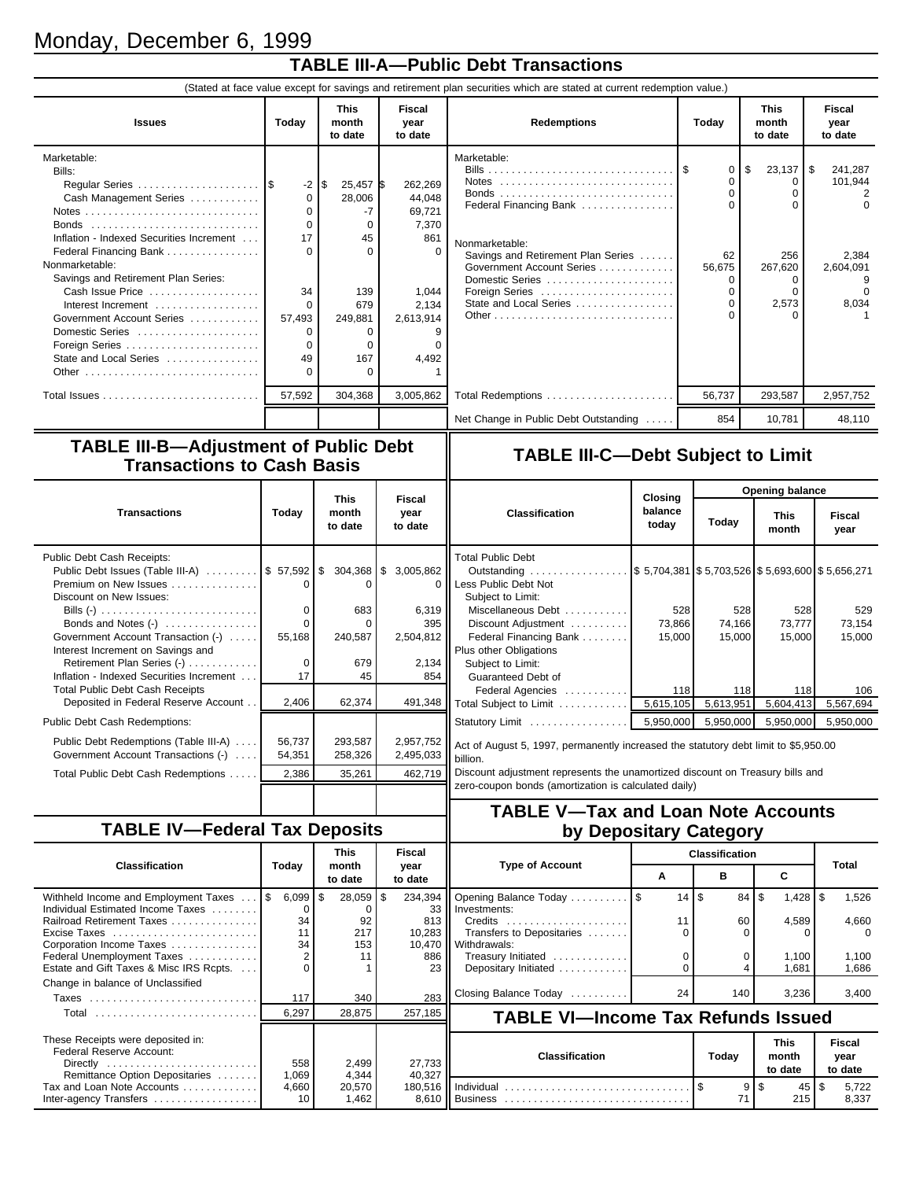Monday, December 6, 1999

## TABLE III-A—Public Debt Transactions

(Stated at face value except for savings and retirement plan securities which are stated at current redemption value.)

| Issues | Today | This month to date | Fiscal year to date |
|---|---|---|---|
| Marketable: | | | |
| Bills: | | | |
| Regular Series | $ -2 | $ 25,457 | $ 262,269 |
| Cash Management Series | 0 | 28,006 | 44,048 |
| Notes | 0 | -7 | 69,721 |
| Bonds | 0 | 0 | 7,370 |
| Inflation - Indexed Securities Increment | 17 | 45 | 861 |
| Federal Financing Bank | 0 | 0 | 0 |
| Nonmarketable: | | | |
| Savings and Retirement Plan Series: | | | |
| Cash Issue Price | 34 | 139 | 1,044 |
| Interest Increment | 0 | 679 | 2,134 |
| Government Account Series | 57,493 | 249,881 | 2,613,914 |
| Domestic Series | 0 | 0 | 9 |
| Foreign Series | 0 | 0 | 0 |
| State and Local Series | 49 | 167 | 4,492 |
| Other | 0 | 0 | 1 |
| Total Issues | 57,592 | 304,368 | 3,005,862 |

| Redemptions | Today | This month to date | Fiscal year to date |
|---|---|---|---|
| Marketable: | | | |
| Bills | $ 0 | $ 23,137 | $ 241,287 |
| Notes | 0 | 0 | 101,944 |
| Bonds | 0 | 0 | 2 |
| Federal Financing Bank | 0 | 0 | 0 |
| Nonmarketable: | | | |
| Savings and Retirement Plan Series | 62 | 256 | 2,384 |
| Government Account Series | 56,675 | 267,620 | 2,604,091 |
| Domestic Series | 0 | 0 | 9 |
| Foreign Series | 0 | 0 | 0 |
| State and Local Series | 0 | 2,573 | 8,034 |
| Other | 0 | 0 | 1 |
| Total Redemptions | 56,737 | 293,587 | 2,957,752 |
| Net Change in Public Debt Outstanding | 854 | 10,781 | 48,110 |

## TABLE III-B—Adjustment of Public Debt Transactions to Cash Basis

| Transactions | Today | This month to date | Fiscal year to date |
|---|---|---|---|
| Public Debt Cash Receipts: | | | |
| Public Debt Issues (Table III-A) | $ 57,592 | $ 304,368 | $ 3,005,862 |
| Premium on New Issues | 0 | 0 | 0 |
| Discount on New Issues: | | | |
| Bills (-) | 0 | 683 | 6,319 |
| Bonds and Notes (-) | 0 | 0 | 395 |
| Government Account Transaction (-) | 55,168 | 240,587 | 2,504,812 |
| Interest Increment on Savings and Retirement Plan Series (-) | 0 | 679 | 2,134 |
| Inflation - Indexed Securities Increment | 17 | 45 | 854 |
| Total Public Debt Cash Receipts Deposited in Federal Reserve Account | 2,406 | 62,374 | 491,348 |
| Public Debt Cash Redemptions: | | | |
| Public Debt Redemptions (Table III-A) | 56,737 | 293,587 | 2,957,752 |
| Government Account Transactions (-) | 54,351 | 258,326 | 2,495,033 |
| Total Public Debt Cash Redemptions | 2,386 | 35,261 | 462,719 |

## TABLE III-C—Debt Subject to Limit

| Classification | Closing balance today | Opening balance Today | This month | Fiscal year |
|---|---|---|---|---|
| Total Public Debt Outstanding | $ 5,704,381 | $ 5,703,526 | $ 5,693,600 | $ 5,656,271 |
| Less Public Debt Not Subject to Limit: | | | | |
| Miscellaneous Debt | 528 | 528 | 528 | 529 |
| Discount Adjustment | 73,866 | 74,166 | 73,777 | 73,154 |
| Federal Financing Bank | 15,000 | 15,000 | 15,000 | 15,000 |
| Plus other Obligations Subject to Limit: | | | | |
| Guaranteed Debt of Federal Agencies | 118 | 118 | 118 | 106 |
| Total Subject to Limit | 5,615,105 | 5,613,951 | 5,604,413 | 5,567,694 |
| Statutory Limit | 5,950,000 | 5,950,000 | 5,950,000 | 5,950,000 |

Act of August 5, 1997, permanently increased the statutory debt limit to $5,950.00 billion.

Discount adjustment represents the unamortized discount on Treasury bills and zero-coupon bonds (amortization is calculated daily)

## TABLE IV—Federal Tax Deposits

| Classification | Today | This month to date | Fiscal year to date |
|---|---|---|---|
| Withheld Income and Employment Taxes | $ 6,099 | $ 28,059 | $ 234,394 |
| Individual Estimated Income Taxes | 0 | 0 | 33 |
| Railroad Retirement Taxes | 34 | 92 | 813 |
| Excise Taxes | 11 | 217 | 10,283 |
| Corporation Income Taxes | 34 | 153 | 10,470 |
| Federal Unemployment Taxes | 2 | 11 | 886 |
| Estate and Gift Taxes & Misc IRS Rcpts. | 0 | 1 | 23 |
| Change in balance of Unclassified Taxes | 117 | 340 | 283 |
| Total | 6,297 | 28,875 | 257,185 |
| These Receipts were deposited in: | | | |
| Federal Reserve Account: | | | |
| Directly | 558 | 2,499 | 27,733 |
| Remittance Option Depositaries | 1,069 | 4,344 | 40,327 |
| Tax and Loan Note Accounts | 4,660 | 20,570 | 180,516 |
| Inter-agency Transfers | 10 | 1,462 | 8,610 |

## TABLE V—Tax and Loan Note Accounts by Depositary Category

| Type of Account | Classification A | B | C | Total |
|---|---|---|---|---|
| Opening Balance Today | $ 14 | $ 84 | $ 1,428 | $ 1,526 |
| Investments: | | | | |
| Credits | 11 | 60 | 4,589 | 4,660 |
| Transfers to Depositaries | 0 | 0 | 0 | 0 |
| Withdrawals: | | | | |
| Treasury Initiated | 0 | 0 | 1,100 | 1,100 |
| Depositary Initiated | 0 | 4 | 1,681 | 1,686 |
| Closing Balance Today | 24 | 140 | 3,236 | 3,400 |

## TABLE VI—Income Tax Refunds Issued

| Classification | Today | This month to date | Fiscal year to date |
|---|---|---|---|
| Individual | $ 9 | $ 45 | $ 5,722 |
| Business | 71 | 215 | 8,337 |